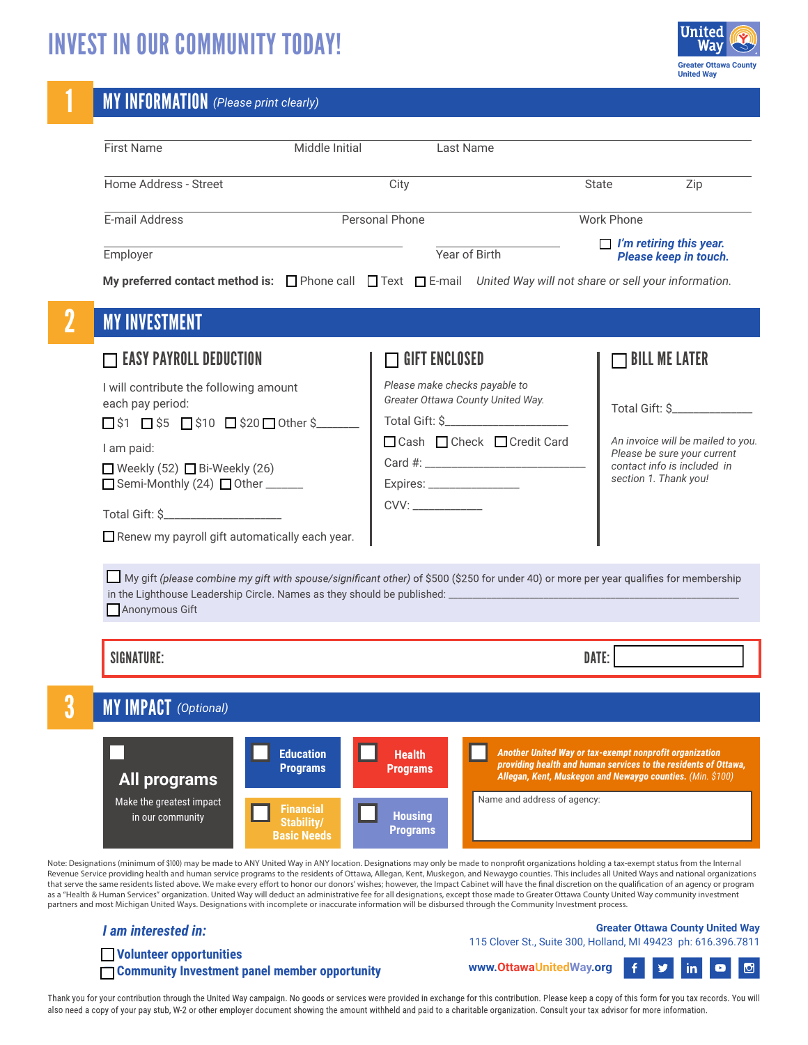# INVEST IN OUR COMMUNITY TODAY!

United Way
Greater Ottawa County United Way

## 1 MY INFORMATION *(Please print clearly)*

First Name ________ Middle Initial ________ Last Name ________

Home Address - Street ________ City ________ State ________ Zip ________

E-mail Address ________ Personal Phone ________ Work Phone ________

Employer ________ Year of Birth ________ ☐ ***I'm retiring this year. Please keep in touch.***

**My preferred contact method is:** ☐ Phone call ☐ Text ☐ E-mail *United Way will not share or sell your information.*

## 2 MY INVESTMENT

### ☐ EASY PAYROLL DEDUCTION

I will contribute the following amount each pay period:

☐ $1 ☐ $5 ☐ $10 ☐ $20 ☐ Other $_______

I am paid:

☐ Weekly (52) ☐ Bi-Weekly (26)
☐ Semi-Monthly (24) ☐ Other ______

Total Gift: $___________________

☐ Renew my payroll gift automatically each year.

### ☐ GIFT ENCLOSED

*Please make checks payable to Greater Ottawa County United Way.*

Total Gift: $_________________

☐ Cash ☐ Check ☐ Credit Card

Card #: ______________________

Expires: _______________

CVV: ___________

### ☐ BILL ME LATER

Total Gift: $_____________

*An invoice will be mailed to you. Please be sure your current contact info is included in section 1. Thank you!*

☐ My gift *(please combine my gift with spouse/significant other)* of $500 ($250 for under 40) or more per year qualifies for membership in the Lighthouse Leadership Circle. Names as they should be published: ________________________________________
☐ Anonymous Gift

**SIGNATURE:** ________________ **DATE:** ________

## 3 MY IMPACT *(Optional)*

☐ **All programs** – Make the greatest impact in our community

☐ **Education Programs**

☐ **Health Programs**

☐ **Financial Stability/ Basic Needs**

☐ **Housing Programs**

☐ ***Another United Way or tax-exempt nonprofit organization providing health and human services to the residents of Ottawa, Allegan, Kent, Muskegon and Newaygo counties.*** *(Min. $100)*

Name and address of agency: ________

Note: Designations (minimum of $100) may be made to ANY United Way in ANY location. Designations may only be made to nonprofit organizations holding a tax-exempt status from the Internal Revenue Service providing health and human service programs to the residents of Ottawa, Allegan, Kent, Muskegon, and Newaygo counties. This includes all United Ways and national organizations that serve the same residents listed above. We make every effort to honor our donors' wishes; however, the Impact Cabinet will have the final discretion on the qualification of an agency or program as a "Health & Human Services" organization. United Way will deduct an administrative fee for all designations, except those made to Greater Ottawa County United Way community investment partners and most Michigan United Ways. Designations with incomplete or inaccurate information will be disbursed through the Community Investment process.

***I am interested in:***

☐ **Volunteer opportunities**
☐ **Community Investment panel member opportunity**

**Greater Ottawa County United Way**
115 Clover St., Suite 300, Holland, MI 49423 ph: 616.396.7811
**www.OttawaUnitedWay.org**

Thank you for your contribution through the United Way campaign. No goods or services were provided in exchange for this contribution. Please keep a copy of this form for you tax records. You will also need a copy of your pay stub, W-2 or other employer document showing the amount withheld and paid to a charitable organization. Consult your tax advisor for more information.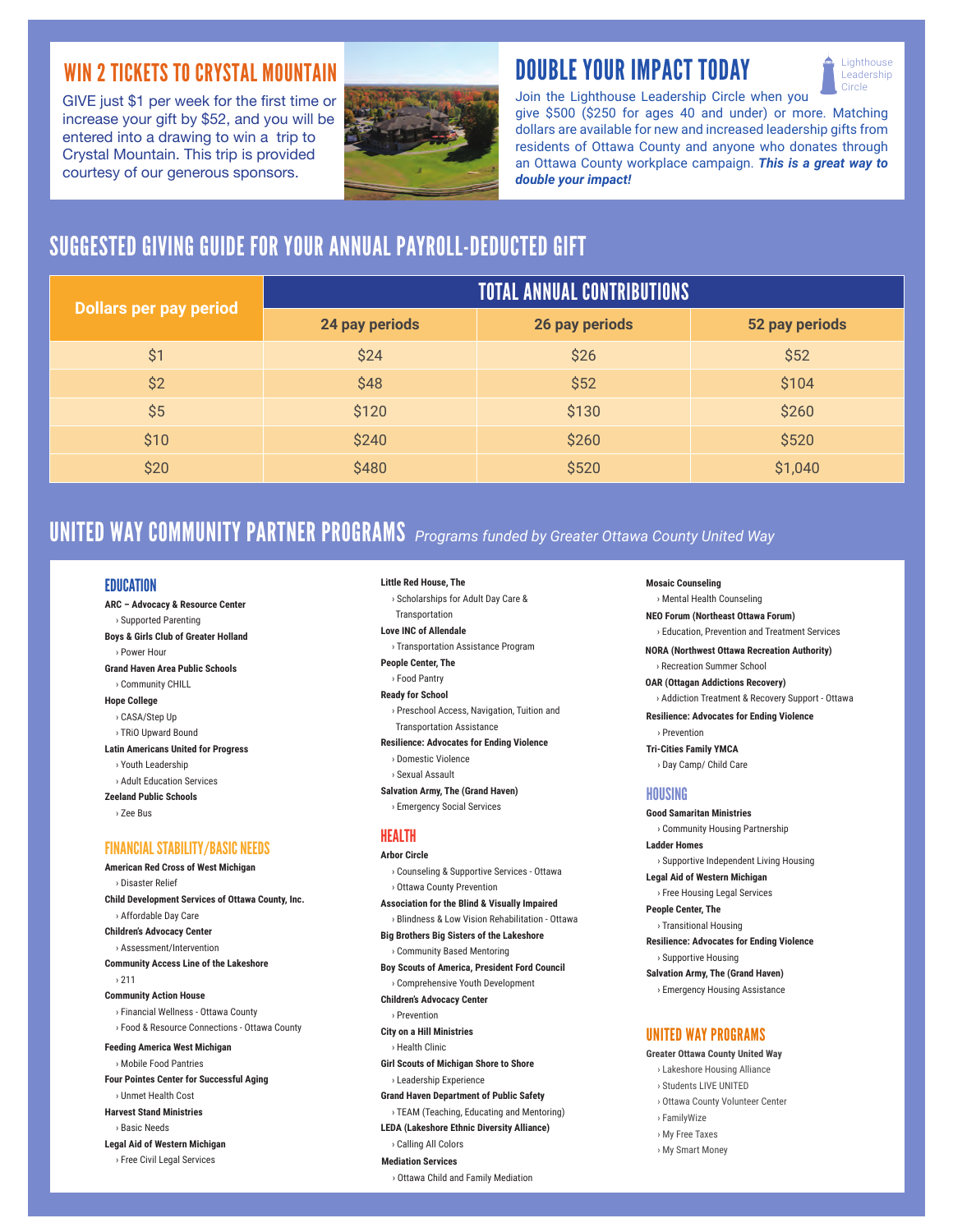## WIN 2 TICKETS TO CRYSTAL MOUNTAIN

GIVE just $1 per week for the first time or increase your gift by $52, and you will be entered into a drawing to win a trip to Crystal Mountain. This trip is provided courtesy of our generous sponsors.

## DOUBLE YOUR IMPACT TODAY

Lighthouse Leadership Circle

Join the Lighthouse Leadership Circle when you give $500 ($250 for ages 40 and under) or more. Matching dollars are available for new and increased leadership gifts from residents of Ottawa County and anyone who donates through an Ottawa County workplace campaign. ***This is a great way to double your impact!***

## SUGGESTED GIVING GUIDE FOR YOUR ANNUAL PAYROLL-DEDUCTED GIFT

| Dollars per pay period | TOTAL ANNUAL CONTRIBUTIONS | | |
|---|---|---|---|
| | 24 pay periods | 26 pay periods | 52 pay periods |
| $1 | $24 | $26 | $52 |
| $2 | $48 | $52 | $104 |
| $5 | $120 | $130 | $260 |
| $10 | $240 | $260 | $520 |
| $20 | $480 | $520 | $1,040 |

## UNITED WAY COMMUNITY PARTNER PROGRAMS *Programs funded by Greater Ottawa County United Way*

### EDUCATION

**ARC – Advocacy & Resource Center**
› Supported Parenting

**Boys & Girls Club of Greater Holland**
› Power Hour

**Grand Haven Area Public Schools**
› Community CHILL

**Hope College**
› CASA/Step Up
› TRiO Upward Bound

**Latin Americans United for Progress**
› Youth Leadership
› Adult Education Services

**Zeeland Public Schools**
› Zee Bus

### FINANCIAL STABILITY/BASIC NEEDS

**American Red Cross of West Michigan**
› Disaster Relief

**Child Development Services of Ottawa County, Inc.**
› Affordable Day Care

**Children's Advocacy Center**
› Assessment/Intervention

**Community Access Line of the Lakeshore**
› 211

**Community Action House**
› Financial Wellness - Ottawa County
› Food & Resource Connections - Ottawa County

**Feeding America West Michigan**
› Mobile Food Pantries

**Four Pointes Center for Successful Aging**
› Unmet Health Cost

**Harvest Stand Ministries**
› Basic Needs

**Legal Aid of Western Michigan**
› Free Civil Legal Services

**Little Red House, The**
› Scholarships for Adult Day Care & Transportation

**Love INC of Allendale**
› Transportation Assistance Program

**People Center, The**
› Food Pantry

**Ready for School**
› Preschool Access, Navigation, Tuition and Transportation Assistance

**Resilience: Advocates for Ending Violence**
› Domestic Violence
› Sexual Assault

**Salvation Army, The (Grand Haven)**
› Emergency Social Services

### HEALTH

**Arbor Circle**
› Counseling & Supportive Services - Ottawa
› Ottawa County Prevention

**Association for the Blind & Visually Impaired**
› Blindness & Low Vision Rehabilitation - Ottawa

**Big Brothers Big Sisters of the Lakeshore**
› Community Based Mentoring

**Boy Scouts of America, President Ford Council**
› Comprehensive Youth Development

**Children's Advocacy Center**
› Prevention

**City on a Hill Ministries**
› Health Clinic

**Girl Scouts of Michigan Shore to Shore**
› Leadership Experience

**Grand Haven Department of Public Safety**
› TEAM (Teaching, Educating and Mentoring)

**LEDA (Lakeshore Ethnic Diversity Alliance)**
› Calling All Colors

**Mediation Services**
› Ottawa Child and Family Mediation

**Mosaic Counseling**
› Mental Health Counseling

**NEO Forum (Northeast Ottawa Forum)**
› Education, Prevention and Treatment Services

**NORA (Northwest Ottawa Recreation Authority)**
› Recreation Summer School

**OAR (Ottagan Addictions Recovery)**
› Addiction Treatment & Recovery Support - Ottawa

**Resilience: Advocates for Ending Violence**
› Prevention

**Tri-Cities Family YMCA**
› Day Camp/ Child Care

### HOUSING

**Good Samaritan Ministries**
› Community Housing Partnership

**Ladder Homes**
› Supportive Independent Living Housing

**Legal Aid of Western Michigan**
› Free Housing Legal Services

**People Center, The**
› Transitional Housing

**Resilience: Advocates for Ending Violence**
› Supportive Housing

**Salvation Army, The (Grand Haven)**
› Emergency Housing Assistance

### UNITED WAY PROGRAMS

**Greater Ottawa County United Way**
› Lakeshore Housing Alliance
› Students LIVE UNITED
› Ottawa County Volunteer Center
› FamilyWize
› My Free Taxes
› My Smart Money